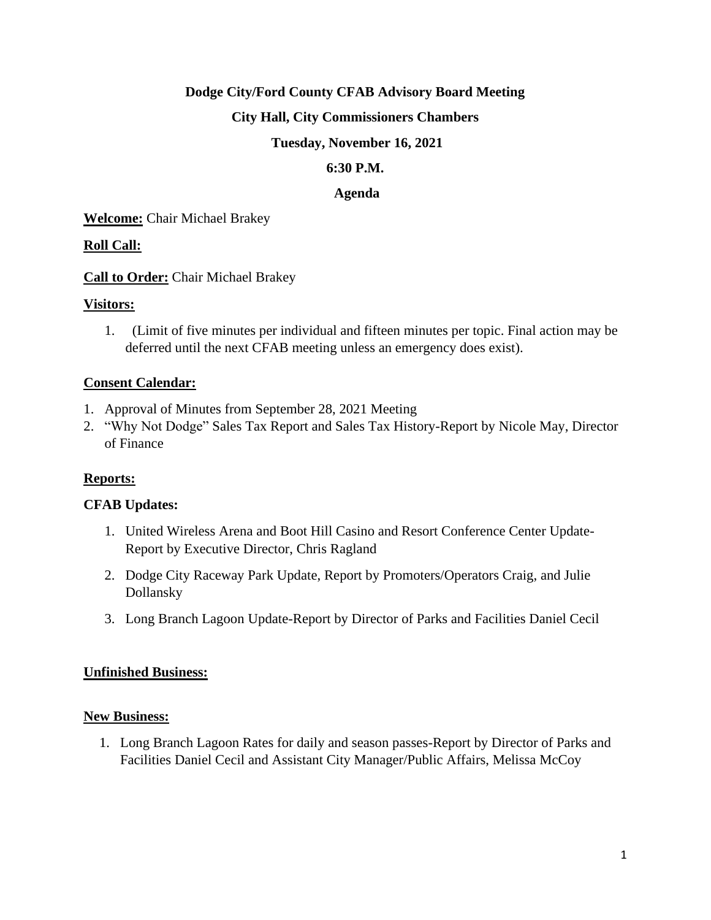**Dodge City/Ford County CFAB Advisory Board Meeting**

**City Hall, City Commissioners Chambers**

**Tuesday, November 16, 2021**

**6:30 P.M.**

**Agenda**

**Welcome:** Chair Michael Brakey

**Roll Call:**

**Call to Order:** Chair Michael Brakey

**Visitors:**

1. (Limit of five minutes per individual and fifteen minutes per topic. Final action may be deferred until the next CFAB meeting unless an emergency does exist).

**Consent Calendar:**

1. Approval of Minutes from September 28, 2021 Meeting
2. "Why Not Dodge" Sales Tax Report and Sales Tax History-Report by Nicole May, Director of Finance

**Reports:**

**CFAB Updates:**

1. United Wireless Arena and Boot Hill Casino and Resort Conference Center Update-Report by Executive Director, Chris Ragland
2. Dodge City Raceway Park Update, Report by Promoters/Operators Craig, and Julie Dollansky
3. Long Branch Lagoon Update-Report by Director of Parks and Facilities Daniel Cecil

**Unfinished Business:**

**New Business:**

1. Long Branch Lagoon Rates for daily and season passes-Report by Director of Parks and Facilities Daniel Cecil and Assistant City Manager/Public Affairs, Melissa McCoy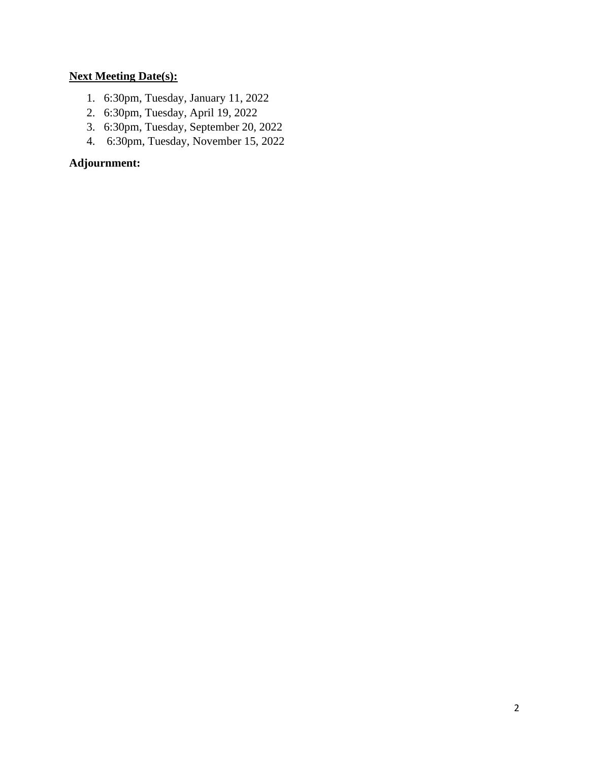**<u>Next Meeting Date(s):</u>**

1. 6:30pm, Tuesday, January 11, 2022
2. 6:30pm, Tuesday, April 19, 2022
3. 6:30pm, Tuesday, September 20, 2022
4. 6:30pm, Tuesday, November 15, 2022

**Adjournment:**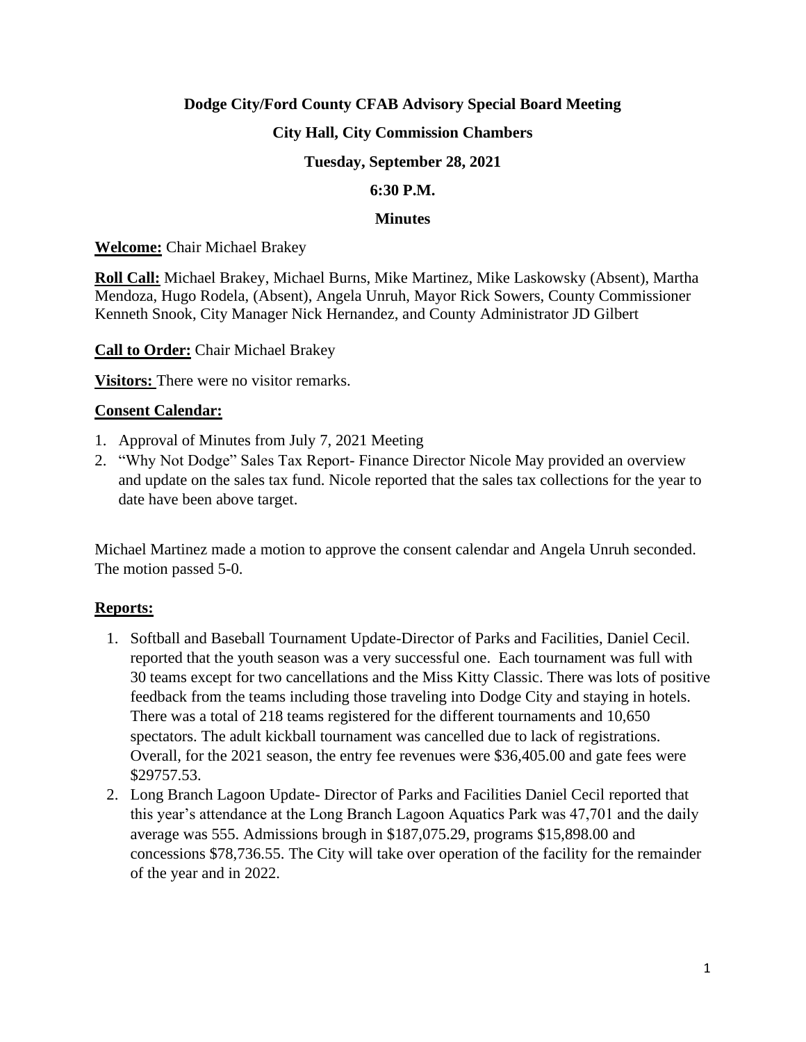**Dodge City/Ford County CFAB Advisory Special Board Meeting**

**City Hall, City Commission Chambers**

**Tuesday, September 28, 2021**

**6:30 P.M.**

**Minutes**

**Welcome:** Chair Michael Brakey

**Roll Call:** Michael Brakey, Michael Burns, Mike Martinez, Mike Laskowsky (Absent), Martha Mendoza, Hugo Rodela, (Absent), Angela Unruh, Mayor Rick Sowers, County Commissioner Kenneth Snook, City Manager Nick Hernandez, and County Administrator JD Gilbert

**Call to Order:** Chair Michael Brakey

**Visitors:** There were no visitor remarks.

**Consent Calendar:**

1. Approval of Minutes from July 7, 2021 Meeting
2. "Why Not Dodge" Sales Tax Report- Finance Director Nicole May provided an overview and update on the sales tax fund. Nicole reported that the sales tax collections for the year to date have been above target.

Michael Martinez made a motion to approve the consent calendar and Angela Unruh seconded. The motion passed 5-0.

**Reports:**

1. Softball and Baseball Tournament Update-Director of Parks and Facilities, Daniel Cecil. reported that the youth season was a very successful one. Each tournament was full with 30 teams except for two cancellations and the Miss Kitty Classic. There was lots of positive feedback from the teams including those traveling into Dodge City and staying in hotels. There was a total of 218 teams registered for the different tournaments and 10,650 spectators. The adult kickball tournament was cancelled due to lack of registrations. Overall, for the 2021 season, the entry fee revenues were $36,405.00 and gate fees were $29757.53.
2. Long Branch Lagoon Update- Director of Parks and Facilities Daniel Cecil reported that this year's attendance at the Long Branch Lagoon Aquatics Park was 47,701 and the daily average was 555. Admissions brough in $187,075.29, programs $15,898.00 and concessions $78,736.55. The City will take over operation of the facility for the remainder of the year and in 2022.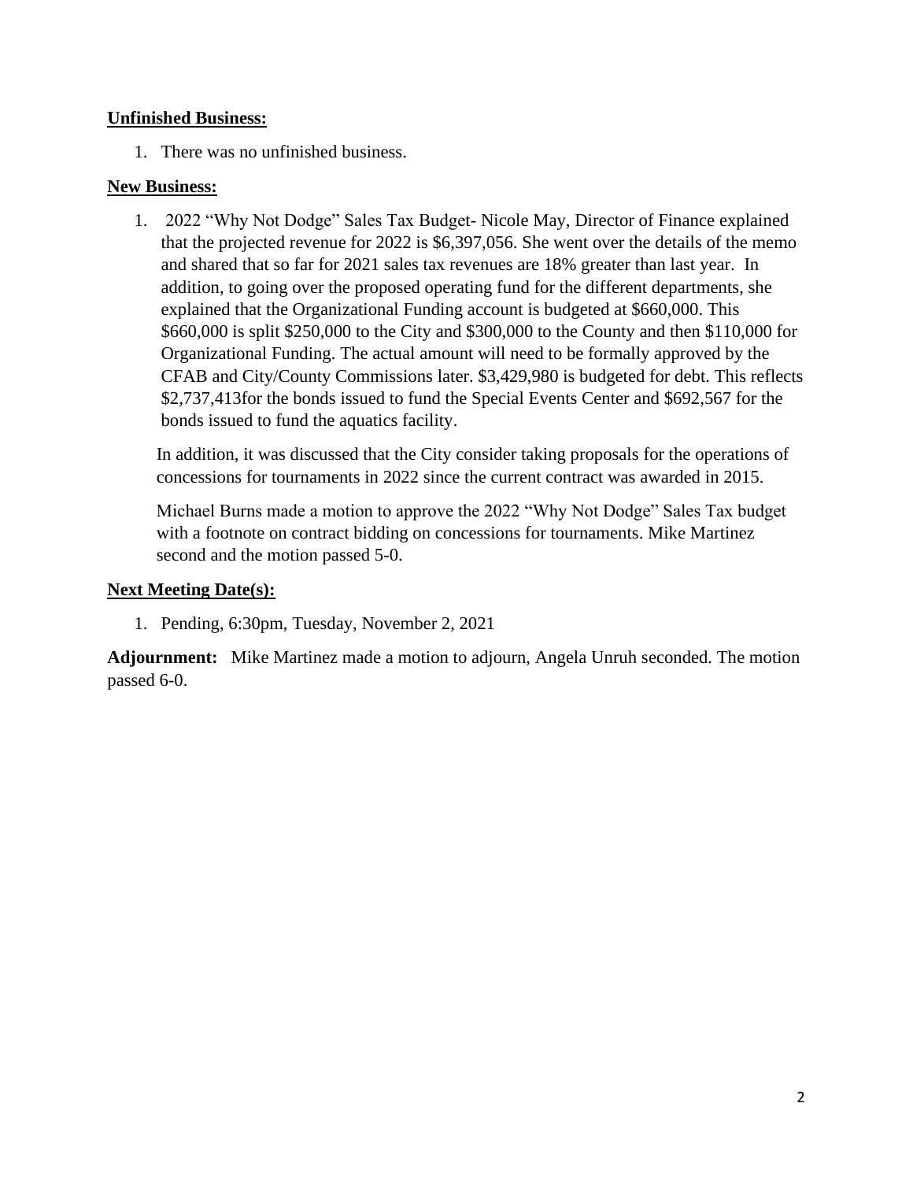**Unfinished Business:**

1. There was no unfinished business.

**New Business:**

1. 2022 "Why Not Dodge" Sales Tax Budget- Nicole May, Director of Finance explained that the projected revenue for 2022 is $6,397,056. She went over the details of the memo and shared that so far for 2021 sales tax revenues are 18% greater than last year. In addition, to going over the proposed operating fund for the different departments, she explained that the Organizational Funding account is budgeted at $660,000. This $660,000 is split $250,000 to the City and $300,000 to the County and then $110,000 for Organizational Funding. The actual amount will need to be formally approved by the CFAB and City/County Commissions later. $3,429,980 is budgeted for debt. This reflects $2,737,413for the bonds issued to fund the Special Events Center and $692,567 for the bonds issued to fund the aquatics facility.

   In addition, it was discussed that the City consider taking proposals for the operations of concessions for tournaments in 2022 since the current contract was awarded in 2015.

   Michael Burns made a motion to approve the 2022 "Why Not Dodge" Sales Tax budget with a footnote on contract bidding on concessions for tournaments. Mike Martinez second and the motion passed 5-0.

**Next Meeting Date(s):**

1. Pending, 6:30pm, Tuesday, November 2, 2021

**Adjournment:** Mike Martinez made a motion to adjourn, Angela Unruh seconded. The motion passed 6-0.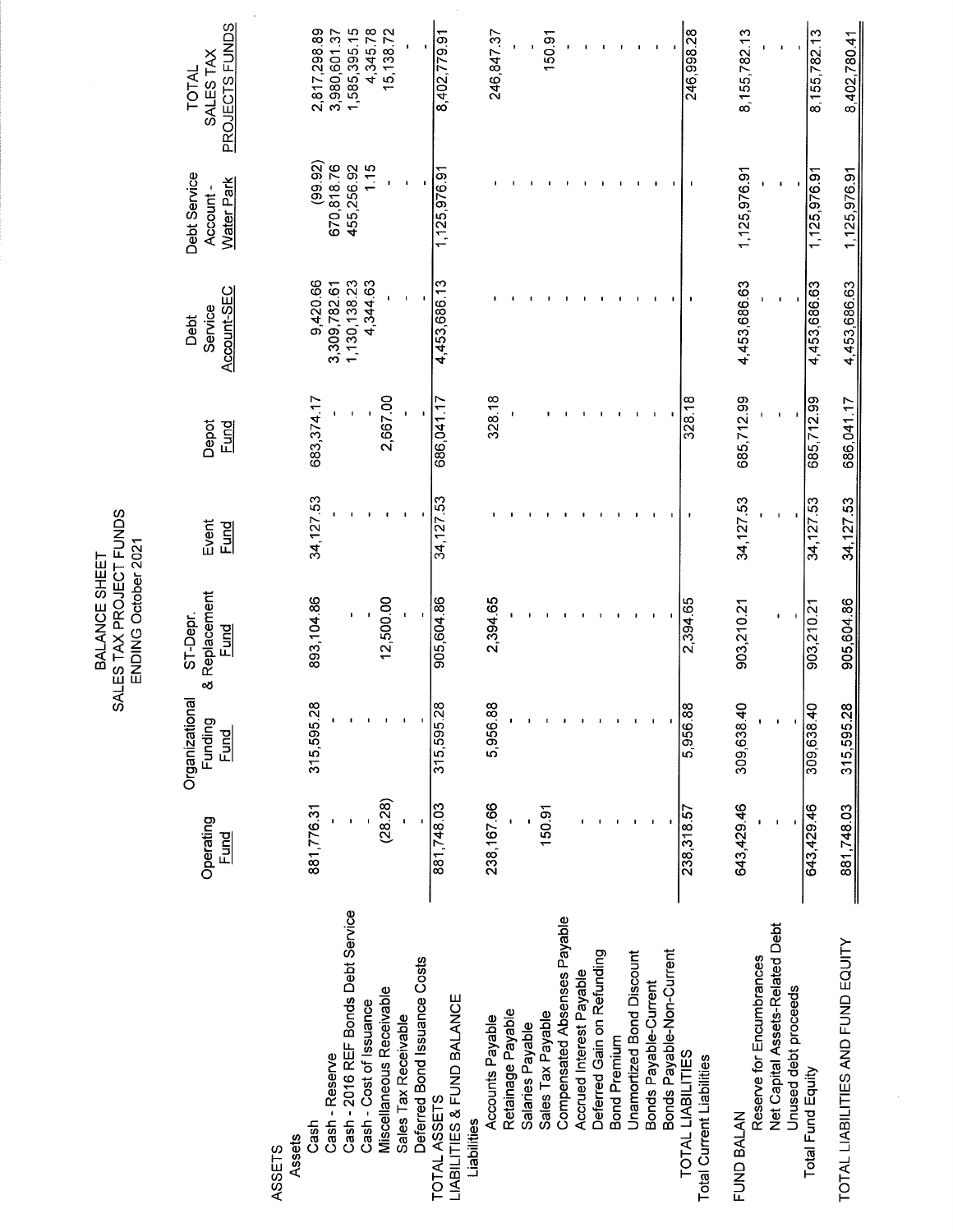# BALANCE SHEET
## SALES TAX PROJECT FUNDS
### ENDING October 2021

| | Operating Fund | Organizational Funding Fund | ST-Depr. & Replacement Fund | Event Fund | Depot Fund | Debt Service Account-SEC | Debt Service Account - Water Park | TOTAL SALES TAX PROJECTS FUNDS |
|---|---|---|---|---|---|---|---|---|
| **ASSETS** | | | | | | | | |
| Assets | | | | | | | | |
| Cash | 881,776.31 | 315,595.28 | 893,104.86 | 34,127.53 | 683,374.17 | 9,420.66 | (99.92) | 2,817,298.89 |
| Cash - Reserve | - | - | - | - | - | 3,309,782.61 | 670,818.76 | 3,980,601.37 |
| Cash - 2016 REF Bonds Debt Service | - | - | - | - | - | 1,130,138.23 | 455,256.92 | 1,585,395.15 |
| Cash - Cost of Issuance | - | - | - | - | - | 4,344.63 | 1.15 | 4,345.78 |
| Miscellaneous Receivable | (28.28) | - | 12,500.00 | - | 2,667.00 | - | - | 15,138.72 |
| Sales Tax Receivable | - | - | - | - | - | - | - | - |
| Deferred Bond Issuance Costs | - | - | - | - | - | - | - | - |
| TOTAL ASSETS | 881,748.03 | 315,595.28 | 905,604.86 | 34,127.53 | 686,041.17 | 4,453,686.13 | 1,125,976.91 | 8,402,779.91 |
| **LIABILITIES & FUND BALANCE** | | | | | | | | |
| Liabilities | | | | | | | | |
| Accounts Payable | 238,167.66 | 5,956.88 | 2,394.65 | - | 328.18 | - | - | 246,847.37 |
| Retainage Payable | - | - | - | - | - | - | - | - |
| Salaries Payable | - | - | - | - | - | - | - | - |
| Sales Tax Payable | 150.91 | - | - | - | - | - | - | 150.91 |
| Compensated Absenses Payable | - | - | - | - | - | - | - | - |
| Accrued Interest Payable | - | - | - | - | - | - | - | - |
| Deferred Gain on Refunding | - | - | - | - | - | - | - | - |
| Bond Premium | - | - | - | - | - | - | - | - |
| Unamortized Bond Discount | - | - | - | - | - | - | - | - |
| Bonds Payable-Current | - | - | - | - | - | - | - | - |
| Bonds Payable-Non-Current | - | - | - | - | - | - | - | - |
| TOTAL LIABILITIES | 238,318.57 | 5,956.88 | 2,394.65 | - | 328.18 | - | - | 246,998.28 |
| Total Current Liabilities | | | | | | | | |
| **FUND BALAN** | | | | | | | | |
| Reserve for Encumbrances | 643,429.46 | 309,638.40 | 903,210.21 | 34,127.53 | 685,712.99 | 4,453,686.63 | 1,125,976.91 | 8,155,782.13 |
| Net Capital Assets-Related Debt | - | - | - | - | - | - | - | - |
| Unused debt proceeds | - | - | - | - | - | - | - | - |
| Total Fund Equity | 643,429.46 | 309,638.40 | 903,210.21 | 34,127.53 | 685,712.99 | 4,453,686.63 | 1,125,976.91 | 8,155,782.13 |
| TOTAL LIABILITIES AND FUND EQUITY | 881,748.03 | 315,595.28 | 905,604.86 | 34,127.53 | 686,041.17 | 4,453,686.63 | 1,125,976.91 | 8,402,780.41 |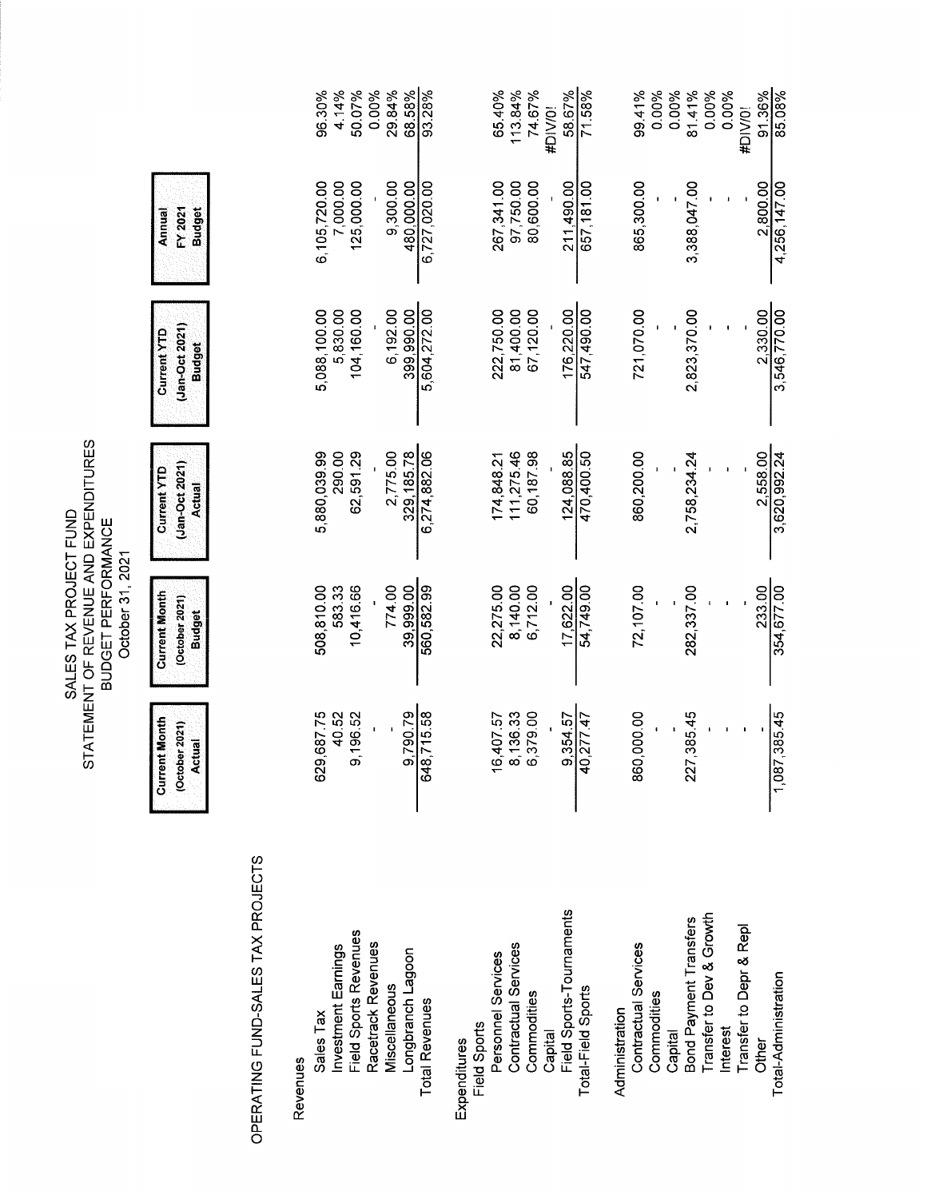# SALES TAX PROJECT FUND
## STATEMENT OF REVENUE AND EXPENDITURES
## BUDGET PERFORMANCE
### October 31, 2021

OPERATING FUND-SALES TAX PROJECTS

| | Current Month (October 2021) Actual | Current Month (October 2021) Budget | Current YTD (Jan-Oct 2021) Actual | Current YTD (Jan-Oct 2021) Budget | Annual FY 2021 Budget | |
|---|---|---|---|---|---|---|
| **Revenues** | | | | | | |
| Sales Tax | 629,687.75 | 508,810.00 | 5,880,039.99 | 5,088,100.00 | 6,105,720.00 | 96.30% |
| Investment Earnings | 40.52 | 583.33 | 290.00 | 5,830.00 | 7,000.00 | 4.14% |
| Field Sports Revenues | 9,196.52 | 10,416.66 | 62,591.29 | 104,160.00 | 125,000.00 | 50.07% |
| Racetrack Revenues | - | - | - | - | - | 0.00% |
| Miscellaneous | - | 774.00 | 2,775.00 | 6,192.00 | 9,300.00 | 29.84% |
| Longbranch Lagoon | 9,790.79 | 39,999.00 | 329,185.78 | 399,990.00 | 480,000.00 | 68.58% |
| Total Revenues | 648,715.58 | 560,582.99 | 6,274,882.06 | 5,604,272.00 | 6,727,020.00 | 93.28% |
| **Expenditures** | | | | | | |
| Field Sports | | | | | | |
| Personnel Services | 16,407.57 | 22,275.00 | 174,848.21 | 222,750.00 | 267,341.00 | 65.40% |
| Contractual Services | 8,136.33 | 8,140.00 | 111,275.46 | 81,400.00 | 97,750.00 | 113.84% |
| Commodities | 6,379.00 | 6,712.00 | 60,187.98 | 67,120.00 | 80,600.00 | 74.67% |
| Capital | - | - | - | - | - | #DIV/0! |
| Field Sports-Tournaments | 9,354.57 | 17,622.00 | 124,088.85 | 176,220.00 | 211,490.00 | 58.67% |
| Total-Field Sports | 40,277.47 | 54,749.00 | 470,400.50 | 547,490.00 | 657,181.00 | 71.58% |
| Administration | | | | | | |
| Contractual Services | 860,000.00 | 72,107.00 | 860,200.00 | 721,070.00 | 865,300.00 | 99.41% |
| Commodities | - | - | - | - | - | 0.00% |
| Capital | - | - | - | - | - | 0.00% |
| Bond Payment Transfers | 227,385.45 | 282,337.00 | 2,758,234.24 | 2,823,370.00 | 3,388,047.00 | 81.41% |
| Transfer to Dev & Growth | - | - | - | - | - | 0.00% |
| Interest | - | - | - | - | - | 0.00% |
| Transfer to Depr & Repl | - | - | - | - | - | #DIV/0! |
| Other | - | 233.00 | 2,558.00 | 2,330.00 | 2,800.00 | 91.36% |
| Total-Administration | 1,087,385.45 | 354,677.00 | 3,620,992.24 | 3,546,770.00 | 4,256,147.00 | 85.08% |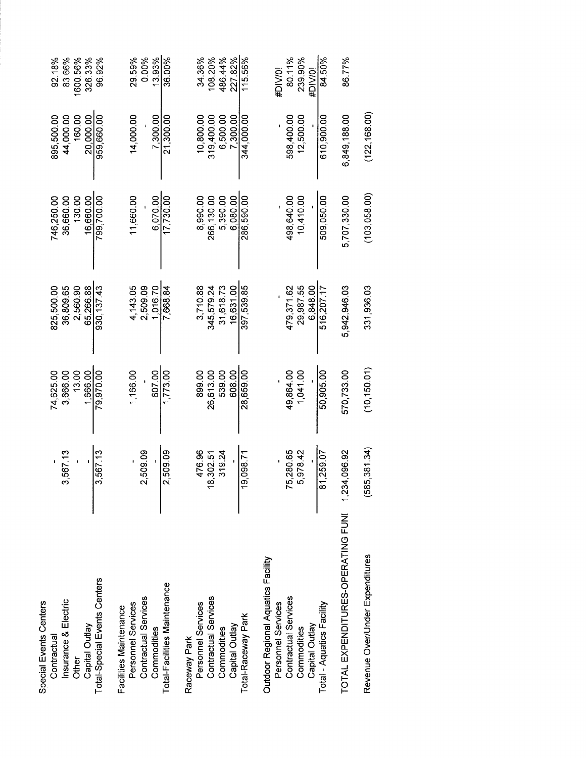| | | | | | | |
|---|---|---|---|---|---|---|
| **Special Events Centers** | | | | | | |
| Contractual | - | 74,625.00 | 825,500.00 | 746,250.00 | 895,500.00 | 92.18% |
| Insurance & Electric | 3,567.13 | 3,666.00 | 36,809.65 | 36,660.00 | 44,000.00 | 83.66% |
| Other | - | 13.00 | 2,560.90 | 130.00 | 160.00 | 1600.56% |
| Capital Outlay | - | 1,666.00 | 65,266.88 | 16,660.00 | 20,000.00 | 326.33% |
| Total-Special Events Centers | 3,567.13 | 79,970.00 | 930,137.43 | 799,700.00 | 959,660.00 | 96.92% |
| | | | | | | |
| **Facilities Maintenance** | | | | | | |
| Personnel Services | - | 1,166.00 | 4,143.05 | 11,660.00 | 14,000.00 | 29.59% |
| Contractual Services | 2,509.09 | - | 2,509.09 | - | - | 0.00% |
| Commodities | - | 607.00 | 1,016.70 | 6,070.00 | 7,300.00 | 13.93% |
| Total-Facilities Maintenance | 2,509.09 | 1,773.00 | 7,668.84 | 17,730.00 | 21,300.00 | 36.00% |
| | | | | | | |
| **Raceway Park** | | | | | | |
| Personnel Services | 476.96 | 899.00 | 3,710.88 | 8,990.00 | 10,800.00 | 34.36% |
| Contractual Services | 18,302.51 | 26,613.00 | 345,579.24 | 266,130.00 | 319,400.00 | 108.20% |
| Commodities | 319.24 | 539.00 | 31,618.73 | 5,390.00 | 6,500.00 | 486.44% |
| Capital Outlay | - | 608.00 | 16,631.00 | 6,080.00 | 7,300.00 | 227.82% |
| Total-Raceway Park | 19,098.71 | 28,659.00 | 397,539.85 | 286,590.00 | 344,000.00 | 115.56% |
| | | | | | | |
| **Outdoor Regional Aquatics Facility** | | | | | | |
| Personnel Services | - | - | - | - | - | #DIV/0! |
| Contractual Services | 75,280.65 | 49,864.00 | 479,371.62 | 498,640.00 | 598,400.00 | 80.11% |
| Commodities | 5,978.42 | 1,041.00 | 29,987.55 | 10,410.00 | 12,500.00 | 239.90% |
| Capital Outlay | - | - | 6,848.00 | - | - | #DIV/0! |
| Total - Aquatics Facility | 81,259.07 | 50,905.00 | 516,207.17 | 509,050.00 | 610,900.00 | 84.50% |
| | | | | | | |
| TOTAL EXPENDITURES-OPERATING FUNI | 1,234,096.92 | 570,733.00 | 5,942,946.03 | 5,707,330.00 | 6,849,188.00 | 86.77% |
| | | | | | | |
| Revenue Over/Under Expenditures | (585,381.34) | (10,150.01) | 331,936.03 | (103,058.00) | (122,168.00) | |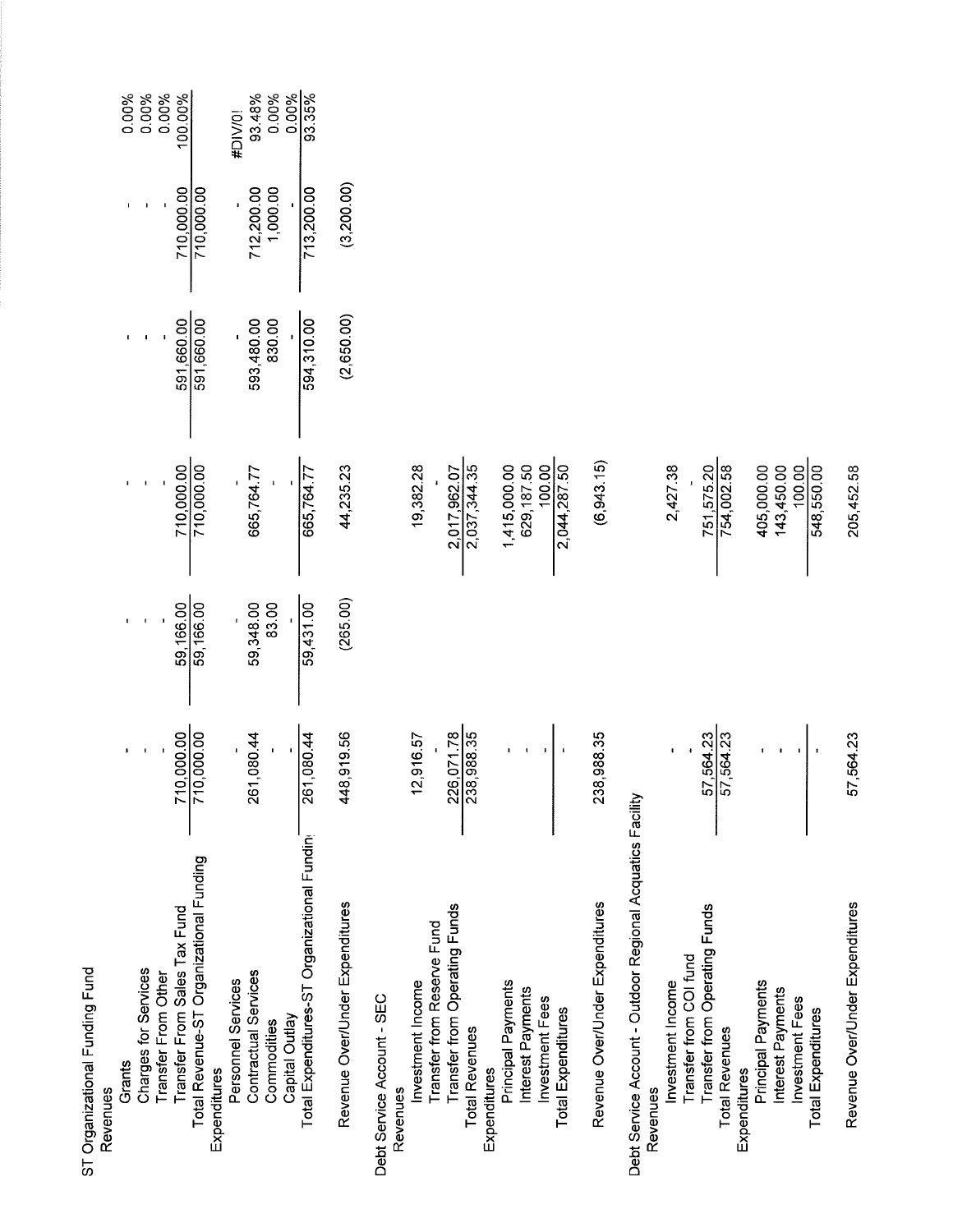| ST Organizational Funding Fund | | | | | | |
|---|---|---|---|---|---|---|
| Revenues | | | | | | |
| Grants | - | - | - | - | - | 0.00% |
| Charges for Services | - | - | - | - | - | 0.00% |
| Transfer From Other | - | - | - | - | - | 0.00% |
| Transfer From Sales Tax Fund | 710,000.00 | 59,166.00 | 710,000.00 | 591,660.00 | 710,000.00 | 100.00% |
| Total Revenue-ST Organizational Funding | 710,000.00 | 59,166.00 | 710,000.00 | 591,660.00 | 710,000.00 | |
| Expenditures | | | | | | |
| Personnel Services | - | - | - | - | - | #DIV/0! |
| Contractual Services | 261,080.44 | 59,348.00 | 665,764.77 | 593,480.00 | 712,200.00 | 93.48% |
| Commodities | - | 83.00 | - | 830.00 | 1,000.00 | 0.00% |
| Capital Outlay | - | - | - | - | - | 0.00% |
| Total Expenditures-ST Organizational Fundin | 261,080.44 | 59,431.00 | 665,764.77 | 594,310.00 | 713,200.00 | 93.35% |
| Revenue Over/Under Expenditures | 448,919.56 | (265.00) | 44,235.23 | (2,650.00) | (3,200.00) | |
| | | | | | | |
| Debt Service Account - SEC | | | | | | |
| Revenues | | | | | | |
| Investment Income | 12,916.57 | | 19,382.28 | | | |
| Transfer from Reserve Fund | - | | - | | | |
| Transfer from Operating Funds | 226,071.78 | | 2,017,962.07 | | | |
| Total Revenues | 238,988.35 | | 2,037,344.35 | | | |
| Expenditures | | | | | | |
| Principal Payments | - | | 1,415,000.00 | | | |
| Interest Payments | - | | 629,187.50 | | | |
| Investment Fees | - | | 100.00 | | | |
| Total Expenditures | - | | 2,044,287.50 | | | |
| Revenue Over/Under Expenditures | 238,988.35 | | (6,943.15) | | | |
| | | | | | | |
| Debt Service Account - Outdoor Regional Acquatics Facility | | | | | | |
| Revenues | | | | | | |
| Investment Income | - | | 2,427.38 | | | |
| Transfer from COI fund | - | | - | | | |
| Transfer from Operating Funds | 57,564.23 | | 751,575.20 | | | |
| Total Revenues | 57,564.23 | | 754,002.58 | | | |
| Expenditures | | | | | | |
| Principal Payments | - | | 405,000.00 | | | |
| Interest Payments | - | | 143,450.00 | | | |
| Investment Fees | - | | 100.00 | | | |
| Total Expenditures | - | | 548,550.00 | | | |
| Revenue Over/Under Expenditures | 57,564.23 | | 205,452.58 | | | |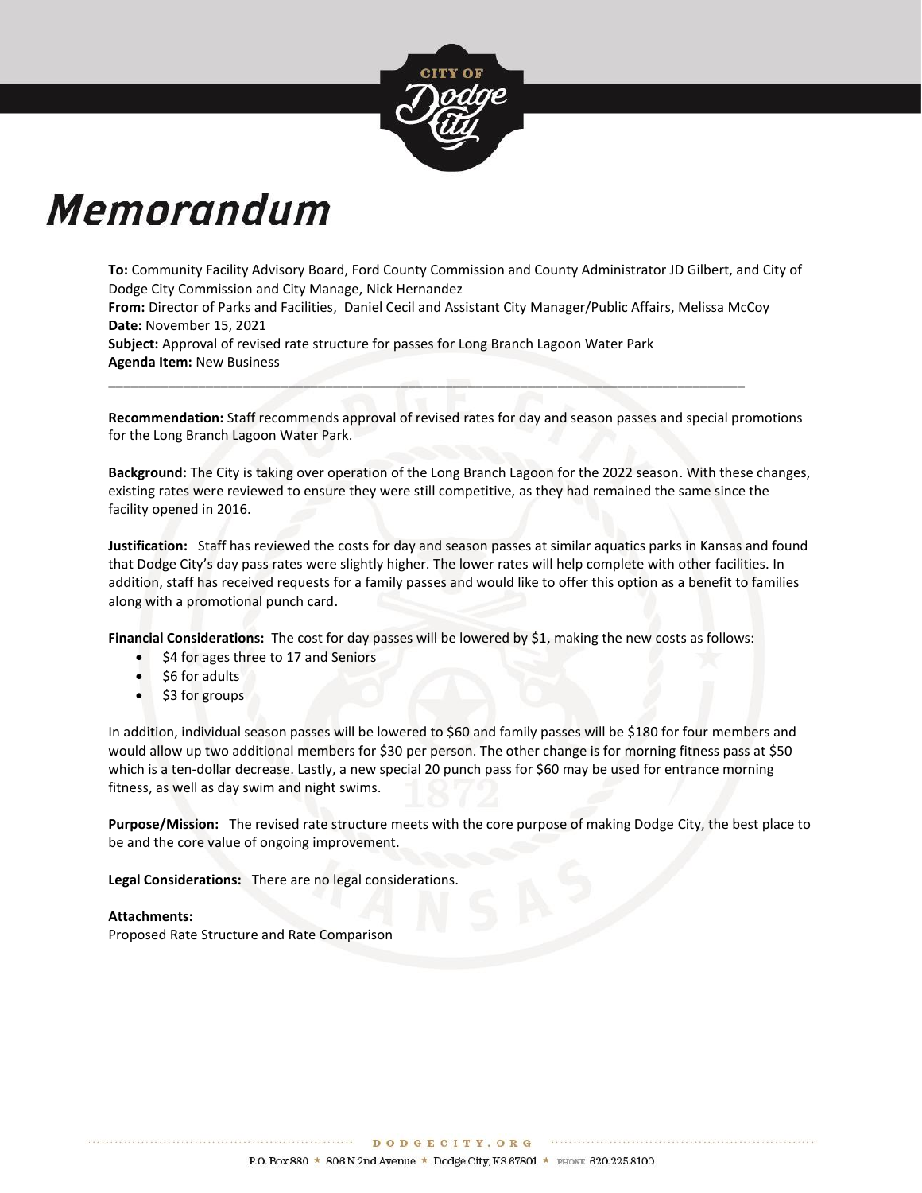# Memorandum

**To:** Community Facility Advisory Board, Ford County Commission and County Administrator JD Gilbert, and City of Dodge City Commission and City Manage, Nick Hernandez
**From:** Director of Parks and Facilities, Daniel Cecil and Assistant City Manager/Public Affairs, Melissa McCoy
**Date:** November 15, 2021
**Subject:** Approval of revised rate structure for passes for Long Branch Lagoon Water Park
**Agenda Item:** New Business

---

**Recommendation:** Staff recommends approval of revised rates for day and season passes and special promotions for the Long Branch Lagoon Water Park.

**Background:** The City is taking over operation of the Long Branch Lagoon for the 2022 season. With these changes, existing rates were reviewed to ensure they were still competitive, as they had remained the same since the facility opened in 2016.

**Justification:** Staff has reviewed the costs for day and season passes at similar aquatics parks in Kansas and found that Dodge City's day pass rates were slightly higher. The lower rates will help complete with other facilities. In addition, staff has received requests for a family passes and would like to offer this option as a benefit to families along with a promotional punch card.

**Financial Considerations:** The cost for day passes will be lowered by $1, making the new costs as follows:

- $4 for ages three to 17 and Seniors
- $6 for adults
- $3 for groups

In addition, individual season passes will be lowered to $60 and family passes will be $180 for four members and would allow up two additional members for $30 per person. The other change is for morning fitness pass at $50 which is a ten-dollar decrease. Lastly, a new special 20 punch pass for $60 may be used for entrance morning fitness, as well as day swim and night swims.

**Purpose/Mission:** The revised rate structure meets with the core purpose of making Dodge City, the best place to be and the core value of ongoing improvement.

**Legal Considerations:** There are no legal considerations.

**Attachments:**
Proposed Rate Structure and Rate Comparison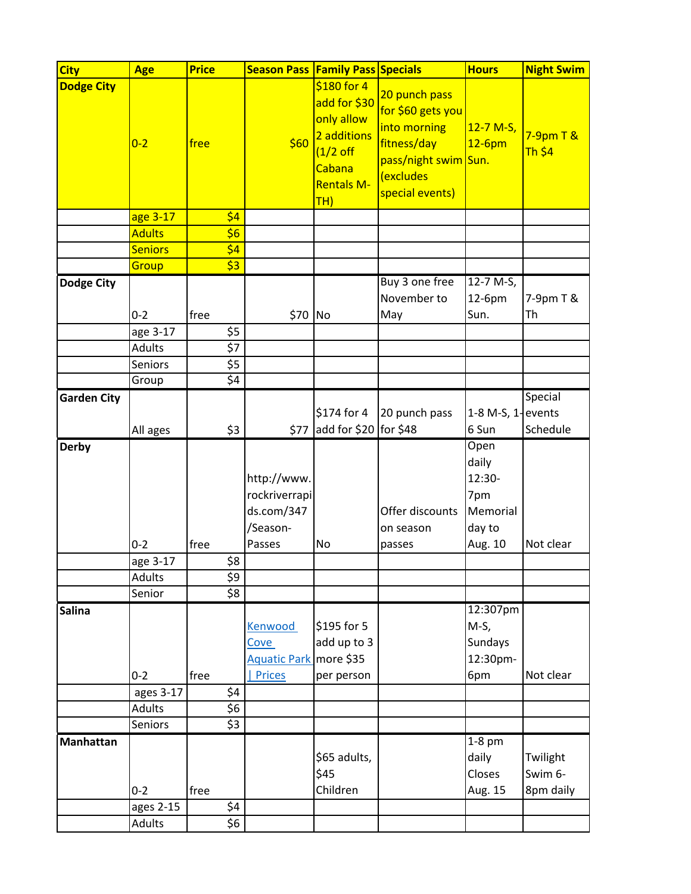| City | Age | Price | Season Pass | Family Pass | Specials | Hours | Night Swim |
|---|---|---|---|---|---|---|---|
| **Dodge City** | 0-2 | free | $60 | $180 for 4 add for $30 only allow 2 additions (1/2 off Cabana Rentals M-TH) | 20 punch pass for $60 gets you into morning fitness/day pass/night swim (excludes special events) | 12-7 M-S, 12-6pm Sun. | 7-9pm T & Th $4 |
| | age 3-17 | $4 | | | | | |
| | Adults | $6 | | | | | |
| | Seniors | $4 | | | | | |
| | Group | $3 | | | | | |
| **Dodge City** | 0-2 | free | $70 | No | Buy 3 one free November to May | 12-7 M-S, 12-6pm Sun. | 7-9pm T & Th |
| | age 3-17 | $5 | | | | | |
| | Adults | $7 | | | | | |
| | Seniors | $5 | | | | | |
| | Group | $4 | | | | | |
| **Garden City** | All ages | $3 | $77 | $174 for 4 add for $20 | 20 punch pass for $48 | 1-8 M-S, 1-6 Sun | Special events Schedule |
| **Derby** | 0-2 | free | http://www.rockriverrapids.com/347/Season-Passes | No | Offer discounts on season passes | Open daily 12:30-7pm Memorial day to Aug. 10 | Not clear |
| | age 3-17 | $8 | | | | | |
| | Adults | $9 | | | | | |
| | Senior | $8 | | | | | |
| **Salina** | 0-2 | free | Kenwood Cove Aquatic Park \| Prices | $195 for 5 add up to 3 more $35 per person | | 12:307pm M-S, Sundays 12:30pm-6pm | Not clear |
| | ages 3-17 | $4 | | | | | |
| | Adults | $6 | | | | | |
| | Seniors | $3 | | | | | |
| **Manhattan** | 0-2 | free | | $65 adults, $45 Children | | 1-8 pm daily Closes Aug. 15 | Twilight Swim 6-8pm daily |
| | ages 2-15 | $4 | | | | | |
| | Adults | $6 | | | | | |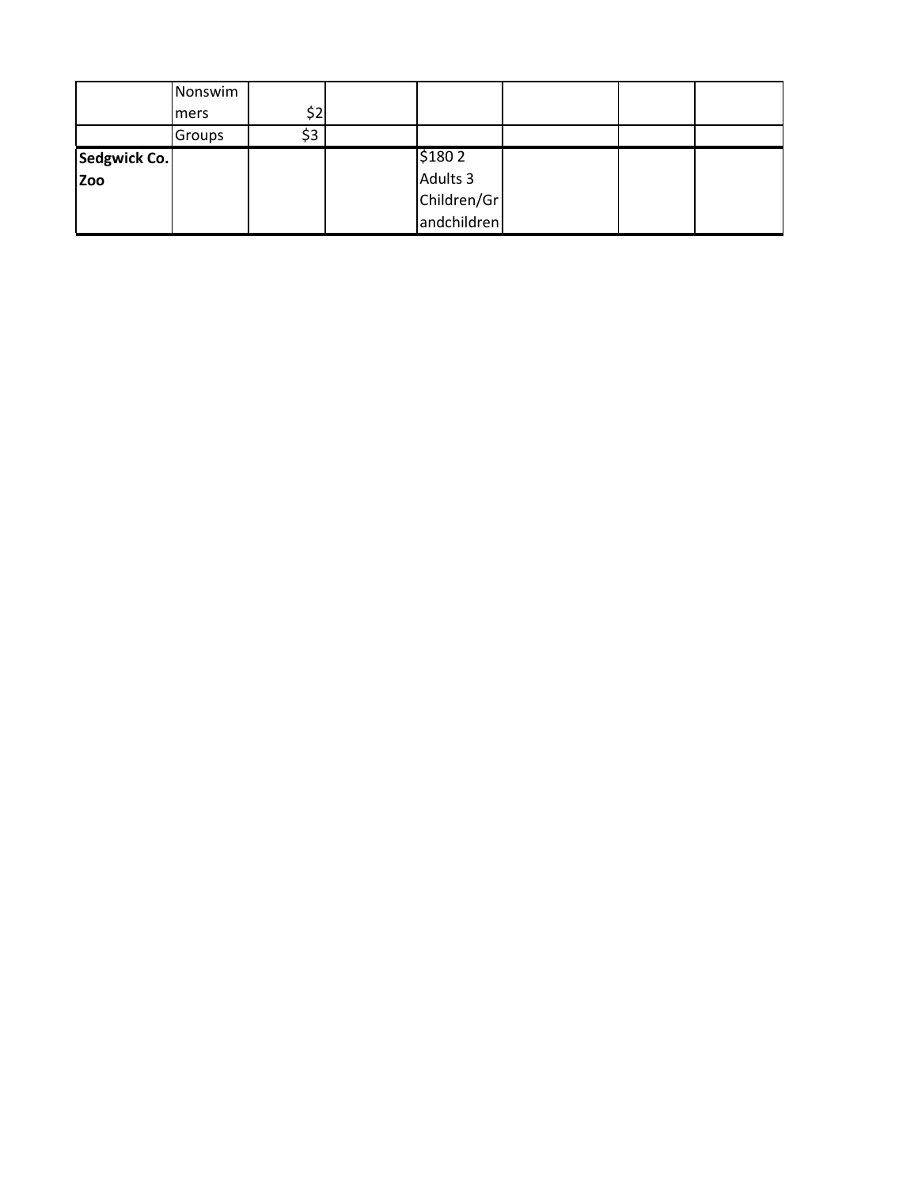| | | | | | | | |
|---|---|---|---|---|---|---|---|
| | Nonswimmers | $2 | | | | | |
| | Groups | $3 | | | | | |
| **Sedgwick Co. Zoo** | | | | $180 2 Adults 3 Children/Grandchildren | | | |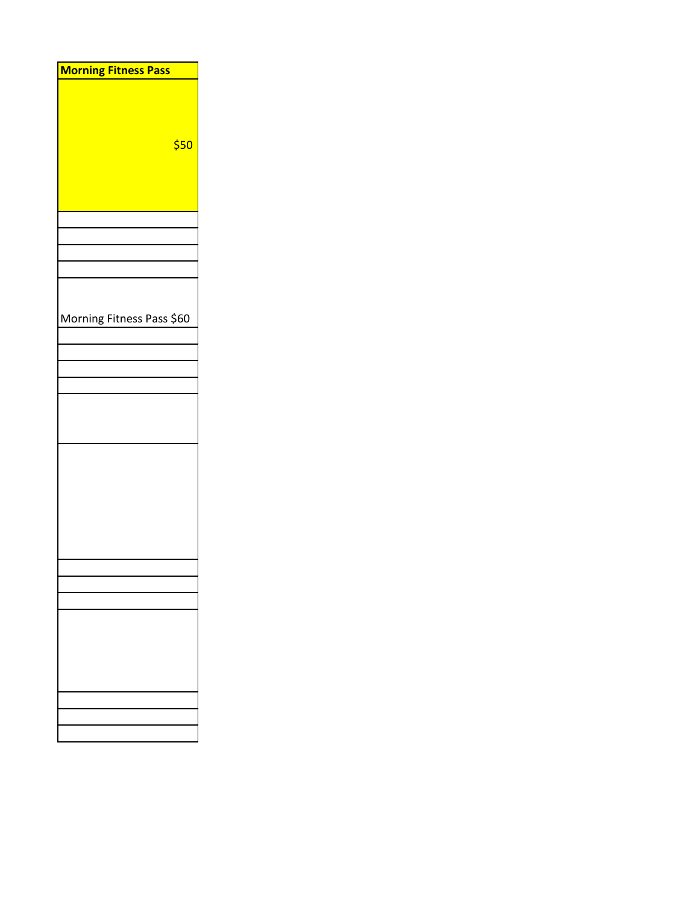| Morning Fitness Pass |
| --- |
| $50 |
| |
| |
| |
| |
| Morning Fitness Pass $60 |
| |
| |
| |
| |
| |
| |
| |
| |
| |
| |
| |
| |
| |